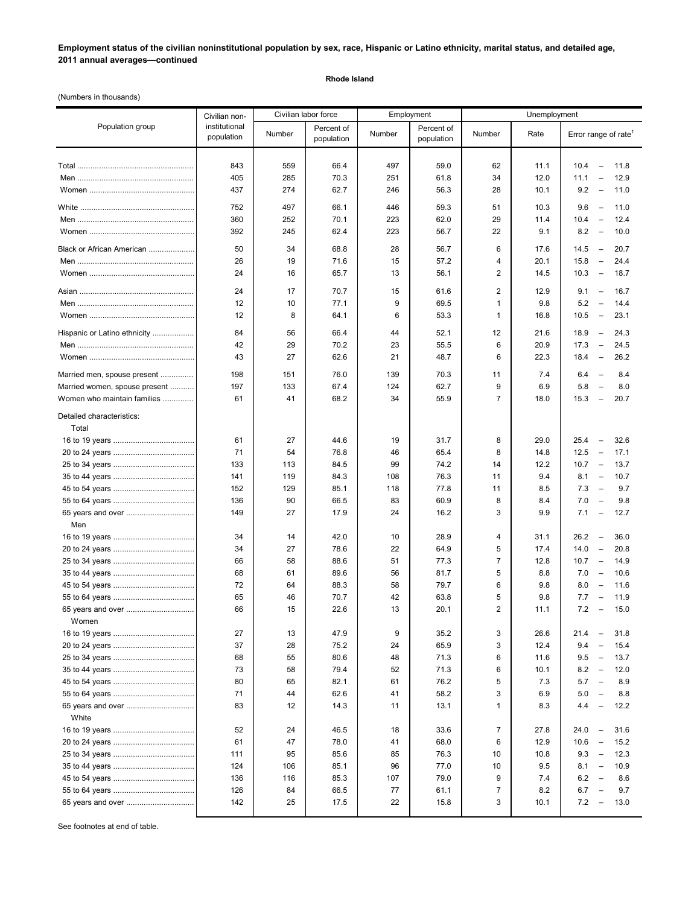**Employment status of the civilian noninstitutional population by sex, race, Hispanic or Latino ethnicity, marital status, and detailed age, 2011 annual averages—continued**

**Rhode Island**

(Numbers in thousands)

| Population group | Civilian non-institutional population | Civilian labor force | | Employment | | Unemployment | | |
|---|---|---|---|---|---|---|---|---|
| | | Number | Percent of population | Number | Percent of population | Number | Rate | Error range of rate[1] |
| Total | 843 | 559 | 66.4 | 497 | 59.0 | 62 | 11.1 | 10.4 – 11.8 |
| Men | 405 | 285 | 70.3 | 251 | 61.8 | 34 | 12.0 | 11.1 – 12.9 |
| Women | 437 | 274 | 62.7 | 246 | 56.3 | 28 | 10.1 | 9.2 – 11.0 |
| White | 752 | 497 | 66.1 | 446 | 59.3 | 51 | 10.3 | 9.6 – 11.0 |
| Men | 360 | 252 | 70.1 | 223 | 62.0 | 29 | 11.4 | 10.4 – 12.4 |
| Women | 392 | 245 | 62.4 | 223 | 56.7 | 22 | 9.1 | 8.2 – 10.0 |
| Black or African American | 50 | 34 | 68.8 | 28 | 56.7 | 6 | 17.6 | 14.5 – 20.7 |
| Men | 26 | 19 | 71.6 | 15 | 57.2 | 4 | 20.1 | 15.8 – 24.4 |
| Women | 24 | 16 | 65.7 | 13 | 56.1 | 2 | 14.5 | 10.3 – 18.7 |
| Asian | 24 | 17 | 70.7 | 15 | 61.6 | 2 | 12.9 | 9.1 – 16.7 |
| Men | 12 | 10 | 77.1 | 9 | 69.5 | 1 | 9.8 | 5.2 – 14.4 |
| Women | 12 | 8 | 64.1 | 6 | 53.3 | 1 | 16.8 | 10.5 – 23.1 |
| Hispanic or Latino ethnicity | 84 | 56 | 66.4 | 44 | 52.1 | 12 | 21.6 | 18.9 – 24.3 |
| Men | 42 | 29 | 70.2 | 23 | 55.5 | 6 | 20.9 | 17.3 – 24.5 |
| Women | 43 | 27 | 62.6 | 21 | 48.7 | 6 | 22.3 | 18.4 – 26.2 |
| Married men, spouse present | 198 | 151 | 76.0 | 139 | 70.3 | 11 | 7.4 | 6.4 – 8.4 |
| Married women, spouse present | 197 | 133 | 67.4 | 124 | 62.7 | 9 | 6.9 | 5.8 – 8.0 |
| Women who maintain families | 61 | 41 | 68.2 | 34 | 55.9 | 7 | 18.0 | 15.3 – 20.7 |
| Detailed characteristics: | | | | | | | | |
| Total | | | | | | | | |
| 16 to 19 years | 61 | 27 | 44.6 | 19 | 31.7 | 8 | 29.0 | 25.4 – 32.6 |
| 20 to 24 years | 71 | 54 | 76.8 | 46 | 65.4 | 8 | 14.8 | 12.5 – 17.1 |
| 25 to 34 years | 133 | 113 | 84.5 | 99 | 74.2 | 14 | 12.2 | 10.7 – 13.7 |
| 35 to 44 years | 141 | 119 | 84.3 | 108 | 76.3 | 11 | 9.4 | 8.1 – 10.7 |
| 45 to 54 years | 152 | 129 | 85.1 | 118 | 77.8 | 11 | 8.5 | 7.3 – 9.7 |
| 55 to 64 years | 136 | 90 | 66.5 | 83 | 60.9 | 8 | 8.4 | 7.0 – 9.8 |
| 65 years and over | 149 | 27 | 17.9 | 24 | 16.2 | 3 | 9.9 | 7.1 – 12.7 |
| Men | | | | | | | | |
| 16 to 19 years | 34 | 14 | 42.0 | 10 | 28.9 | 4 | 31.1 | 26.2 – 36.0 |
| 20 to 24 years | 34 | 27 | 78.6 | 22 | 64.9 | 5 | 17.4 | 14.0 – 20.8 |
| 25 to 34 years | 66 | 58 | 88.6 | 51 | 77.3 | 7 | 12.8 | 10.7 – 14.9 |
| 35 to 44 years | 68 | 61 | 89.6 | 56 | 81.7 | 5 | 8.8 | 7.0 – 10.6 |
| 45 to 54 years | 72 | 64 | 88.3 | 58 | 79.7 | 6 | 9.8 | 8.0 – 11.6 |
| 55 to 64 years | 65 | 46 | 70.7 | 42 | 63.8 | 5 | 9.8 | 7.7 – 11.9 |
| 65 years and over | 66 | 15 | 22.6 | 13 | 20.1 | 2 | 11.1 | 7.2 – 15.0 |
| Women | | | | | | | | |
| 16 to 19 years | 27 | 13 | 47.9 | 9 | 35.2 | 3 | 26.6 | 21.4 – 31.8 |
| 20 to 24 years | 37 | 28 | 75.2 | 24 | 65.9 | 3 | 12.4 | 9.4 – 15.4 |
| 25 to 34 years | 68 | 55 | 80.6 | 48 | 71.3 | 6 | 11.6 | 9.5 – 13.7 |
| 35 to 44 years | 73 | 58 | 79.4 | 52 | 71.3 | 6 | 10.1 | 8.2 – 12.0 |
| 45 to 54 years | 80 | 65 | 82.1 | 61 | 76.2 | 5 | 7.3 | 5.7 – 8.9 |
| 55 to 64 years | 71 | 44 | 62.6 | 41 | 58.2 | 3 | 6.9 | 5.0 – 8.8 |
| 65 years and over | 83 | 12 | 14.3 | 11 | 13.1 | 1 | 8.3 | 4.4 – 12.2 |
| White | | | | | | | | |
| 16 to 19 years | 52 | 24 | 46.5 | 18 | 33.6 | 7 | 27.8 | 24.0 – 31.6 |
| 20 to 24 years | 61 | 47 | 78.0 | 41 | 68.0 | 6 | 12.9 | 10.6 – 15.2 |
| 25 to 34 years | 111 | 95 | 85.6 | 85 | 76.3 | 10 | 10.8 | 9.3 – 12.3 |
| 35 to 44 years | 124 | 106 | 85.1 | 96 | 77.0 | 10 | 9.5 | 8.1 – 10.9 |
| 45 to 54 years | 136 | 116 | 85.3 | 107 | 79.0 | 9 | 7.4 | 6.2 – 8.6 |
| 55 to 64 years | 126 | 84 | 66.5 | 77 | 61.1 | 7 | 8.2 | 6.7 – 9.7 |
| 65 years and over | 142 | 25 | 17.5 | 22 | 15.8 | 3 | 10.1 | 7.2 – 13.0 |

See footnotes at end of table.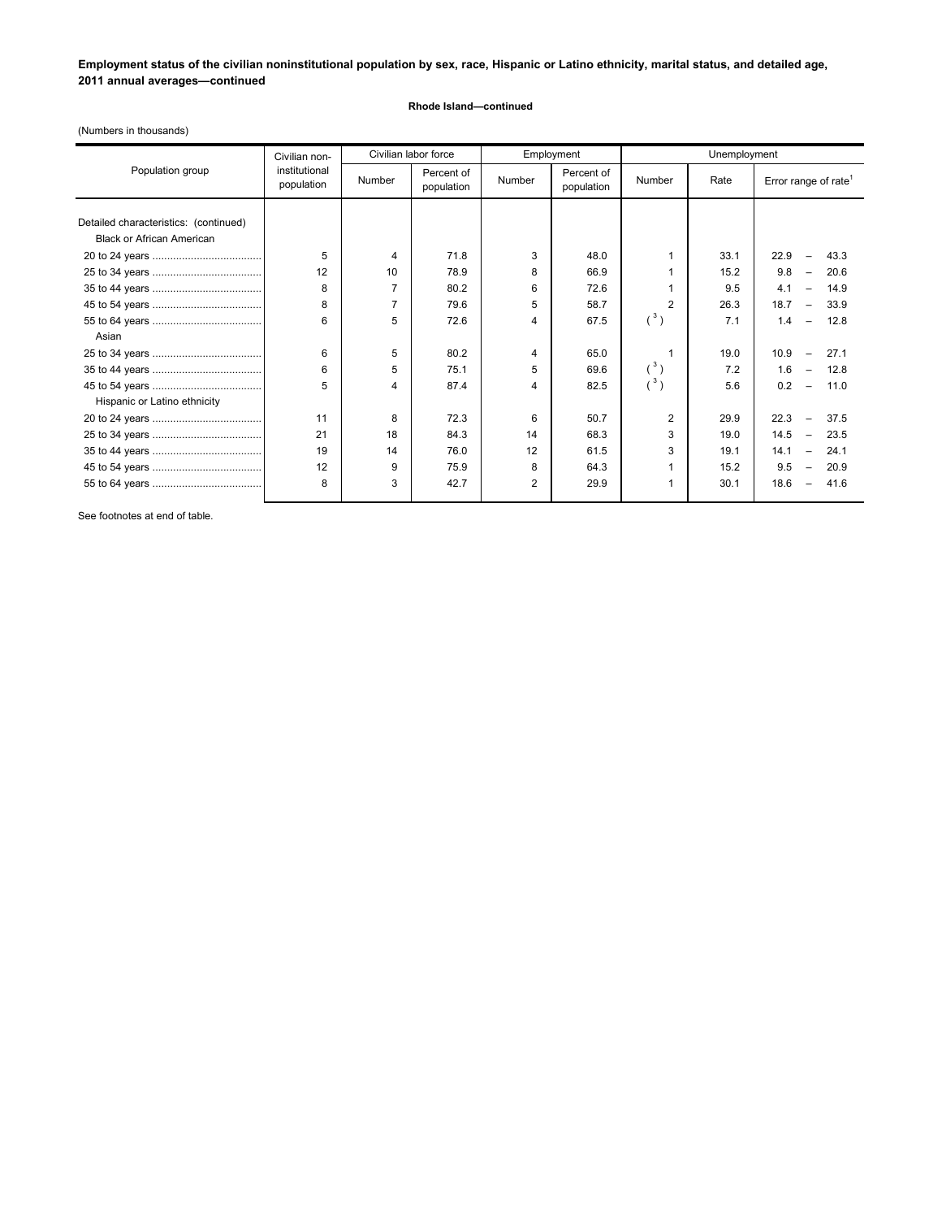**Employment status of the civilian noninstitutional population by sex, race, Hispanic or Latino ethnicity, marital status, and detailed age, 2011 annual averages—continued**

**Rhode Island—continued**

(Numbers in thousands)

| Population group | Civilian non-institutional population | Civilian labor force | | Employment | | Unemployment | | |
|---|---|---|---|---|---|---|---|---|
| | | Number | Percent of population | Number | Percent of population | Number | Rate | Error range of rate[1] |
| Detailed characteristics: (continued) | | | | | | | | |
| Black or African American | | | | | | | | |
| 20 to 24 years | 5 | 4 | 71.8 | 3 | 48.0 | 1 | 33.1 | 22.9 – 43.3 |
| 25 to 34 years | 12 | 10 | 78.9 | 8 | 66.9 | 1 | 15.2 | 9.8 – 20.6 |
| 35 to 44 years | 8 | 7 | 80.2 | 6 | 72.6 | 1 | 9.5 | 4.1 – 14.9 |
| 45 to 54 years | 8 | 7 | 79.6 | 5 | 58.7 | 2 | 26.3 | 18.7 – 33.9 |
| 55 to 64 years | 6 | 5 | 72.6 | 4 | 67.5 | ([3]) | 7.1 | 1.4 – 12.8 |
| Asian | | | | | | | | |
| 25 to 34 years | 6 | 5 | 80.2 | 4 | 65.0 | 1 | 19.0 | 10.9 – 27.1 |
| 35 to 44 years | 6 | 5 | 75.1 | 5 | 69.6 | ([3]) | 7.2 | 1.6 – 12.8 |
| 45 to 54 years | 5 | 4 | 87.4 | 4 | 82.5 | ([3]) | 5.6 | 0.2 – 11.0 |
| Hispanic or Latino ethnicity | | | | | | | | |
| 20 to 24 years | 11 | 8 | 72.3 | 6 | 50.7 | 2 | 29.9 | 22.3 – 37.5 |
| 25 to 34 years | 21 | 18 | 84.3 | 14 | 68.3 | 3 | 19.0 | 14.5 – 23.5 |
| 35 to 44 years | 19 | 14 | 76.0 | 12 | 61.5 | 3 | 19.1 | 14.1 – 24.1 |
| 45 to 54 years | 12 | 9 | 75.9 | 8 | 64.3 | 1 | 15.2 | 9.5 – 20.9 |
| 55 to 64 years | 8 | 3 | 42.7 | 2 | 29.9 | 1 | 30.1 | 18.6 – 41.6 |

See footnotes at end of table.